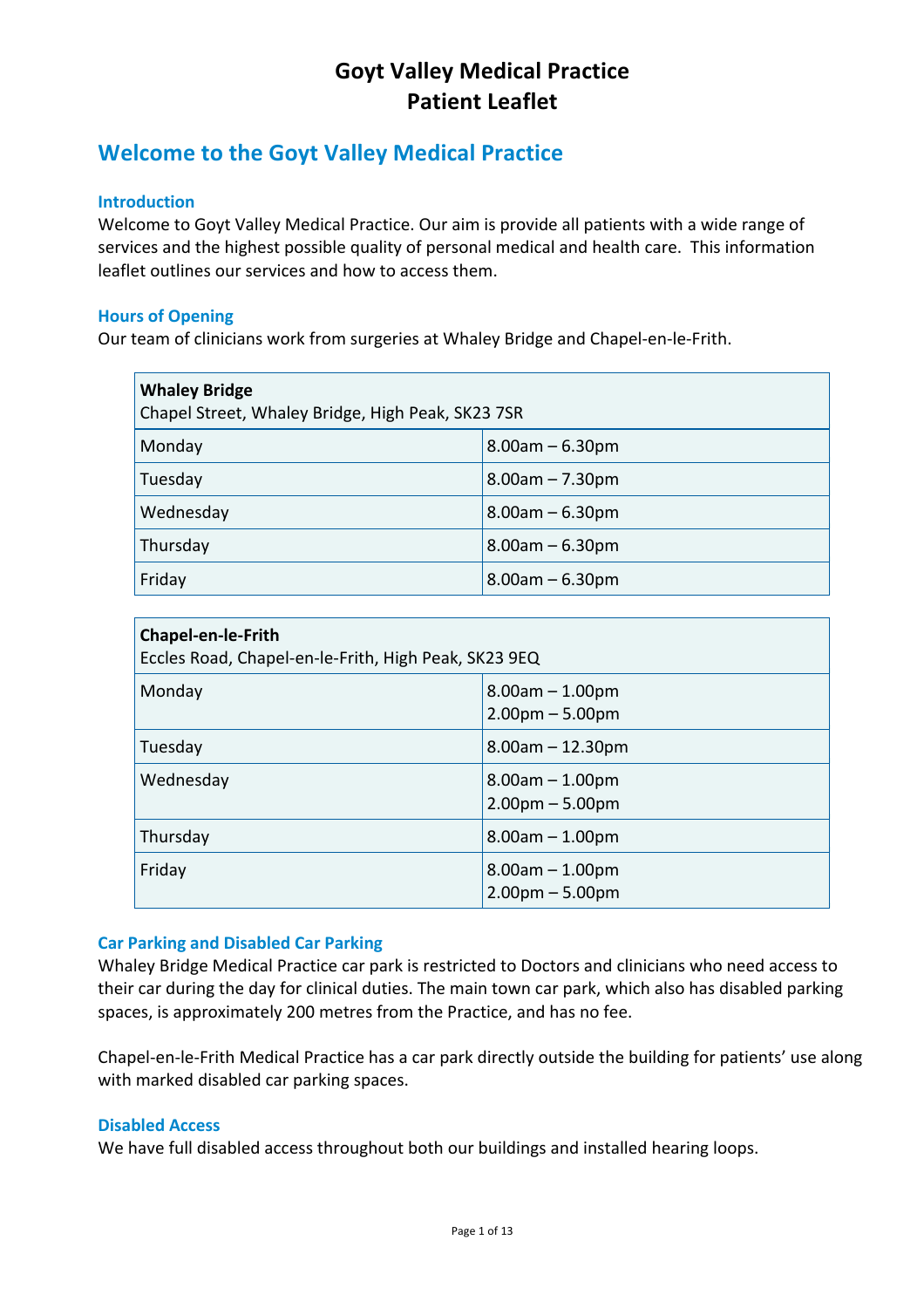# Goyt Valley Medical Practice
# Patient Leaflet

## Welcome to the Goyt Valley Medical Practice

### Introduction

Welcome to Goyt Valley Medical Practice. Our aim is provide all patients with a wide range of services and the highest possible quality of personal medical and health care. This information leaflet outlines our services and how to access them.

### Hours of Opening

Our team of clinicians work from surgeries at Whaley Bridge and Chapel-en-le-Frith.

| **Whaley Bridge**<br>Chapel Street, Whaley Bridge, High Peak, SK23 7SR | |
|---|---|
| Monday | 8.00am – 6.30pm |
| Tuesday | 8.00am – 7.30pm |
| Wednesday | 8.00am – 6.30pm |
| Thursday | 8.00am – 6.30pm |
| Friday | 8.00am – 6.30pm |

| **Chapel-en-le-Frith**<br>Eccles Road, Chapel-en-le-Frith, High Peak, SK23 9EQ | |
|---|---|
| Monday | 8.00am – 1.00pm<br>2.00pm – 5.00pm |
| Tuesday | 8.00am – 12.30pm |
| Wednesday | 8.00am – 1.00pm<br>2.00pm – 5.00pm |
| Thursday | 8.00am – 1.00pm |
| Friday | 8.00am – 1.00pm<br>2.00pm – 5.00pm |

### Car Parking and Disabled Car Parking

Whaley Bridge Medical Practice car park is restricted to Doctors and clinicians who need access to their car during the day for clinical duties. The main town car park, which also has disabled parking spaces, is approximately 200 metres from the Practice, and has no fee.

Chapel-en-le-Frith Medical Practice has a car park directly outside the building for patients' use along with marked disabled car parking spaces.

### Disabled Access

We have full disabled access throughout both our buildings and installed hearing loops.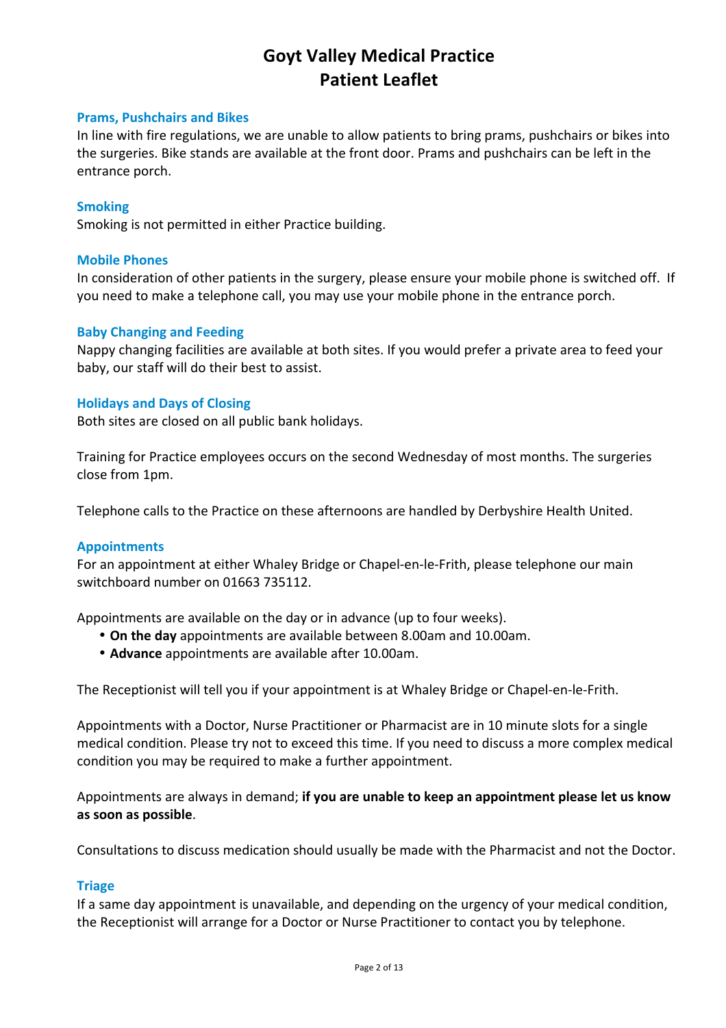# Goyt Valley Medical Practice
# Patient Leaflet

### Prams, Pushchairs and Bikes

In line with fire regulations, we are unable to allow patients to bring prams, pushchairs or bikes into the surgeries. Bike stands are available at the front door. Prams and pushchairs can be left in the entrance porch.

### Smoking

Smoking is not permitted in either Practice building.

### Mobile Phones

In consideration of other patients in the surgery, please ensure your mobile phone is switched off. If you need to make a telephone call, you may use your mobile phone in the entrance porch.

### Baby Changing and Feeding

Nappy changing facilities are available at both sites. If you would prefer a private area to feed your baby, our staff will do their best to assist.

### Holidays and Days of Closing

Both sites are closed on all public bank holidays.

Training for Practice employees occurs on the second Wednesday of most months. The surgeries close from 1pm.

Telephone calls to the Practice on these afternoons are handled by Derbyshire Health United.

### Appointments

For an appointment at either Whaley Bridge or Chapel-en-le-Frith, please telephone our main switchboard number on 01663 735112.

Appointments are available on the day or in advance (up to four weeks).

- **On the day** appointments are available between 8.00am and 10.00am.
- **Advance** appointments are available after 10.00am.

The Receptionist will tell you if your appointment is at Whaley Bridge or Chapel-en-le-Frith.

Appointments with a Doctor, Nurse Practitioner or Pharmacist are in 10 minute slots for a single medical condition. Please try not to exceed this time. If you need to discuss a more complex medical condition you may be required to make a further appointment.

Appointments are always in demand; **if you are unable to keep an appointment please let us know as soon as possible**.

Consultations to discuss medication should usually be made with the Pharmacist and not the Doctor.

### Triage

If a same day appointment is unavailable, and depending on the urgency of your medical condition, the Receptionist will arrange for a Doctor or Nurse Practitioner to contact you by telephone.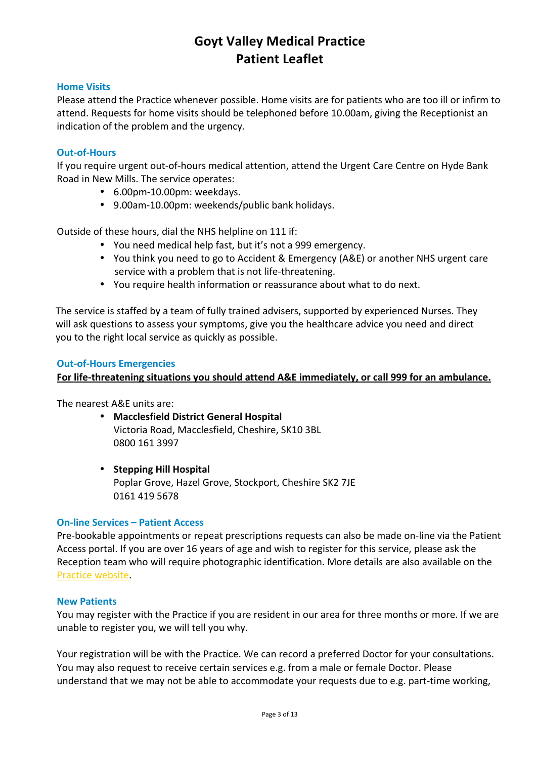# Goyt Valley Medical Practice
# Patient Leaflet

### Home Visits

Please attend the Practice whenever possible. Home visits are for patients who are too ill or infirm to attend. Requests for home visits should be telephoned before 10.00am, giving the Receptionist an indication of the problem and the urgency.

### Out-of-Hours

If you require urgent out-of-hours medical attention, attend the Urgent Care Centre on Hyde Bank Road in New Mills. The service operates:

- 6.00pm-10.00pm: weekdays.
- 9.00am-10.00pm: weekends/public bank holidays.

Outside of these hours, dial the NHS helpline on 111 if:

- You need medical help fast, but it's not a 999 emergency.
- You think you need to go to Accident & Emergency (A&E) or another NHS urgent care service with a problem that is not life-threatening.
- You require health information or reassurance about what to do next.

The service is staffed by a team of fully trained advisers, supported by experienced Nurses. They will ask questions to assess your symptoms, give you the healthcare advice you need and direct you to the right local service as quickly as possible.

### Out-of-Hours Emergencies

**For life-threatening situations you should attend A&E immediately, or call 999 for an ambulance.**

The nearest A&E units are:

- **Macclesfield District General Hospital**
  Victoria Road, Macclesfield, Cheshire, SK10 3BL
  0800 161 3997

- **Stepping Hill Hospital**
  Poplar Grove, Hazel Grove, Stockport, Cheshire SK2 7JE
  0161 419 5678

### On-line Services – Patient Access

Pre-bookable appointments or repeat prescriptions requests can also be made on-line via the Patient Access portal. If you are over 16 years of age and wish to register for this service, please ask the Reception team who will require photographic identification. More details are also available on the Practice website.

### New Patients

You may register with the Practice if you are resident in our area for three months or more. If we are unable to register you, we will tell you why.

Your registration will be with the Practice. We can record a preferred Doctor for your consultations. You may also request to receive certain services e.g. from a male or female Doctor. Please understand that we may not be able to accommodate your requests due to e.g. part-time working,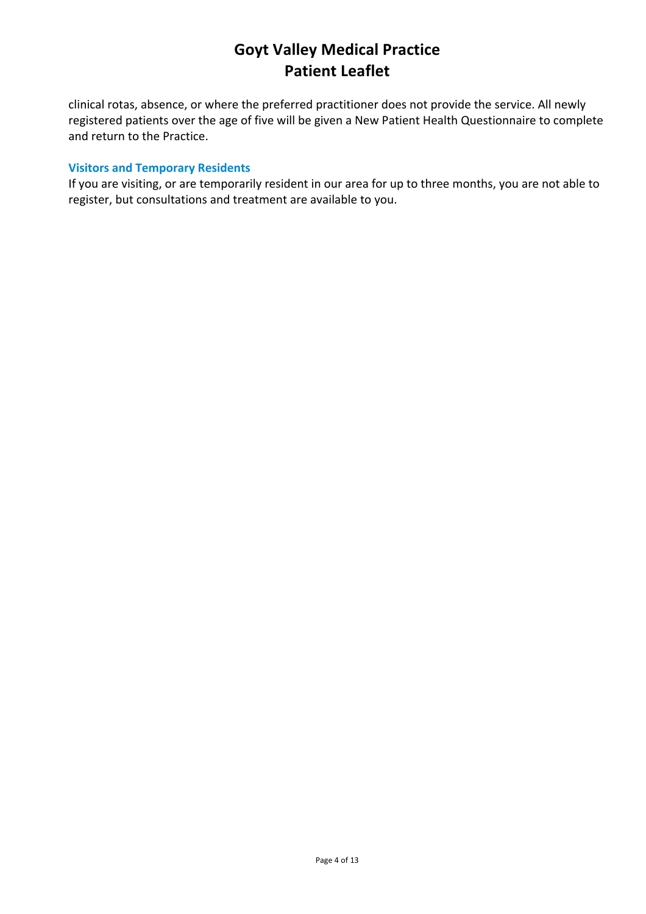clinical rotas, absence, or where the preferred practitioner does not provide the service. All newly registered patients over the age of five will be given a New Patient Health Questionnaire to complete and return to the Practice.

### Visitors and Temporary Residents

If you are visiting, or are temporarily resident in our area for up to three months, you are not able to register, but consultations and treatment are available to you.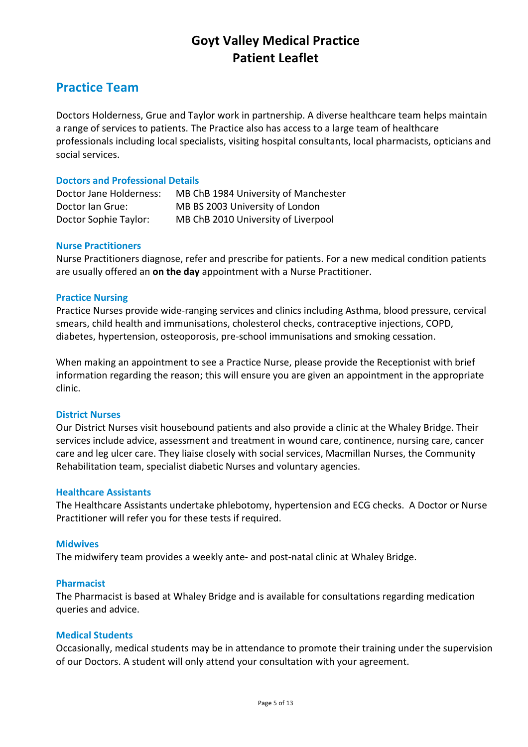# Goyt Valley Medical Practice
# Patient Leaflet

## Practice Team

Doctors Holderness, Grue and Taylor work in partnership. A diverse healthcare team helps maintain a range of services to patients. The Practice also has access to a large team of healthcare professionals including local specialists, visiting hospital consultants, local pharmacists, opticians and social services.

### Doctors and Professional Details

| | |
|---|---|
| Doctor Jane Holderness: | MB ChB 1984 University of Manchester |
| Doctor Ian Grue: | MB BS 2003 University of London |
| Doctor Sophie Taylor: | MB ChB 2010 University of Liverpool |

### Nurse Practitioners

Nurse Practitioners diagnose, refer and prescribe for patients. For a new medical condition patients are usually offered an **on the day** appointment with a Nurse Practitioner.

### Practice Nursing

Practice Nurses provide wide-ranging services and clinics including Asthma, blood pressure, cervical smears, child health and immunisations, cholesterol checks, contraceptive injections, COPD, diabetes, hypertension, osteoporosis, pre-school immunisations and smoking cessation.

When making an appointment to see a Practice Nurse, please provide the Receptionist with brief information regarding the reason; this will ensure you are given an appointment in the appropriate clinic.

### District Nurses

Our District Nurses visit housebound patients and also provide a clinic at the Whaley Bridge. Their services include advice, assessment and treatment in wound care, continence, nursing care, cancer care and leg ulcer care. They liaise closely with social services, Macmillan Nurses, the Community Rehabilitation team, specialist diabetic Nurses and voluntary agencies.

### Healthcare Assistants

The Healthcare Assistants undertake phlebotomy, hypertension and ECG checks. A Doctor or Nurse Practitioner will refer you for these tests if required.

### Midwives

The midwifery team provides a weekly ante- and post-natal clinic at Whaley Bridge.

### Pharmacist

The Pharmacist is based at Whaley Bridge and is available for consultations regarding medication queries and advice.

### Medical Students

Occasionally, medical students may be in attendance to promote their training under the supervision of our Doctors. A student will only attend your consultation with your agreement.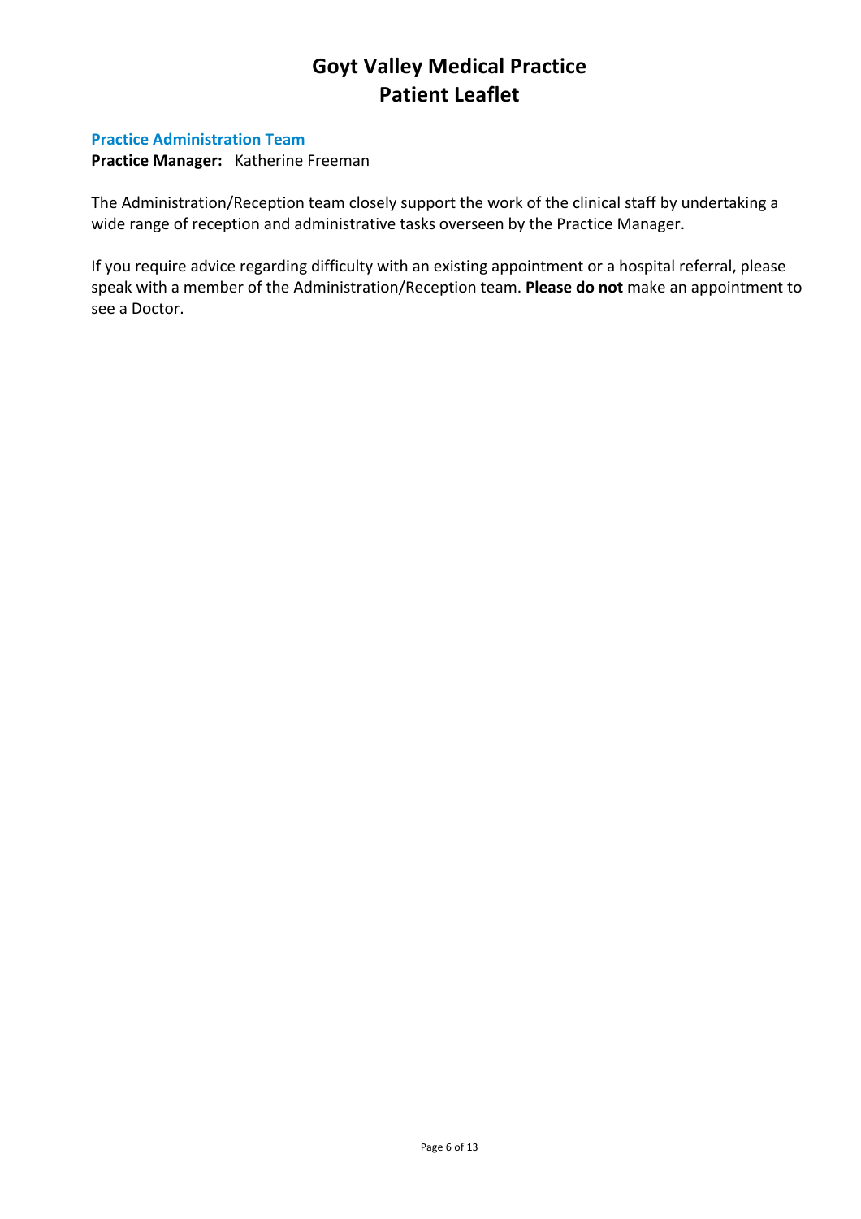# Goyt Valley Medical Practice
# Patient Leaflet

### Practice Administration Team

**Practice Manager:** Katherine Freeman

The Administration/Reception team closely support the work of the clinical staff by undertaking a wide range of reception and administrative tasks overseen by the Practice Manager.

If you require advice regarding difficulty with an existing appointment or a hospital referral, please speak with a member of the Administration/Reception team. **Please do not** make an appointment to see a Doctor.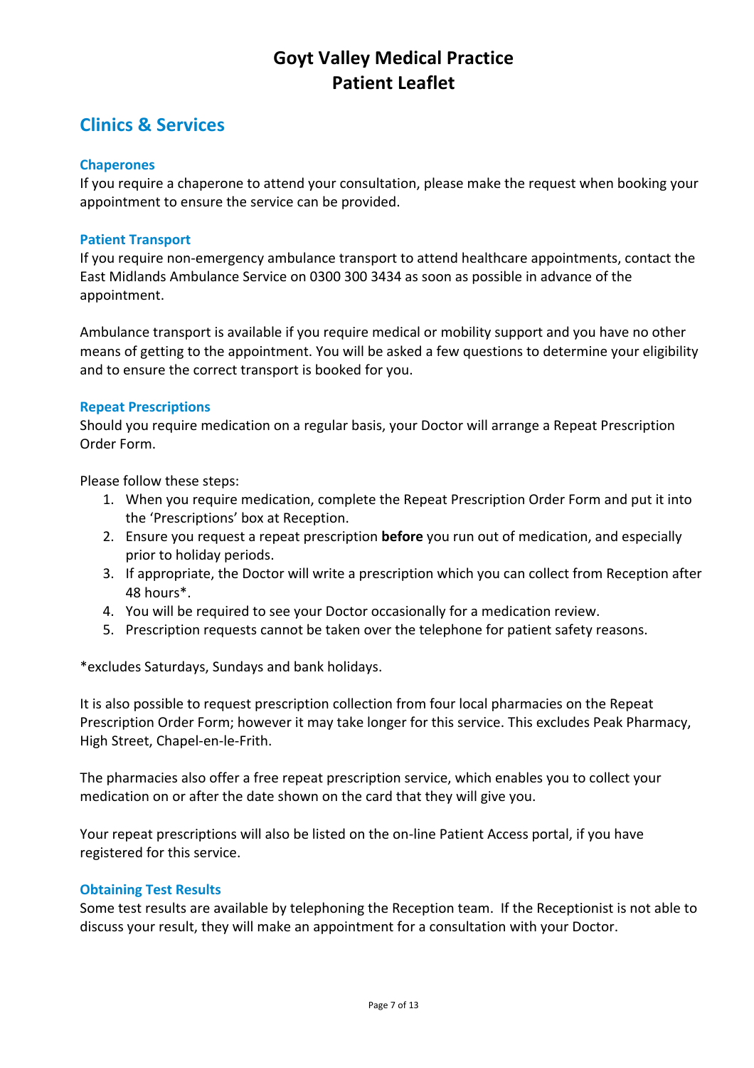# Goyt Valley Medical Practice
# Patient Leaflet

## Clinics & Services

### Chaperones

If you require a chaperone to attend your consultation, please make the request when booking your appointment to ensure the service can be provided.

### Patient Transport

If you require non-emergency ambulance transport to attend healthcare appointments, contact the East Midlands Ambulance Service on 0300 300 3434 as soon as possible in advance of the appointment.

Ambulance transport is available if you require medical or mobility support and you have no other means of getting to the appointment. You will be asked a few questions to determine your eligibility and to ensure the correct transport is booked for you.

### Repeat Prescriptions

Should you require medication on a regular basis, your Doctor will arrange a Repeat Prescription Order Form.

Please follow these steps:

1. When you require medication, complete the Repeat Prescription Order Form and put it into the 'Prescriptions' box at Reception.
2. Ensure you request a repeat prescription **before** you run out of medication, and especially prior to holiday periods.
3. If appropriate, the Doctor will write a prescription which you can collect from Reception after 48 hours*.
4. You will be required to see your Doctor occasionally for a medication review.
5. Prescription requests cannot be taken over the telephone for patient safety reasons.

*excludes Saturdays, Sundays and bank holidays.

It is also possible to request prescription collection from four local pharmacies on the Repeat Prescription Order Form; however it may take longer for this service. This excludes Peak Pharmacy, High Street, Chapel-en-le-Frith.

The pharmacies also offer a free repeat prescription service, which enables you to collect your medication on or after the date shown on the card that they will give you.

Your repeat prescriptions will also be listed on the on-line Patient Access portal, if you have registered for this service.

### Obtaining Test Results

Some test results are available by telephoning the Reception team. If the Receptionist is not able to discuss your result, they will make an appointment for a consultation with your Doctor.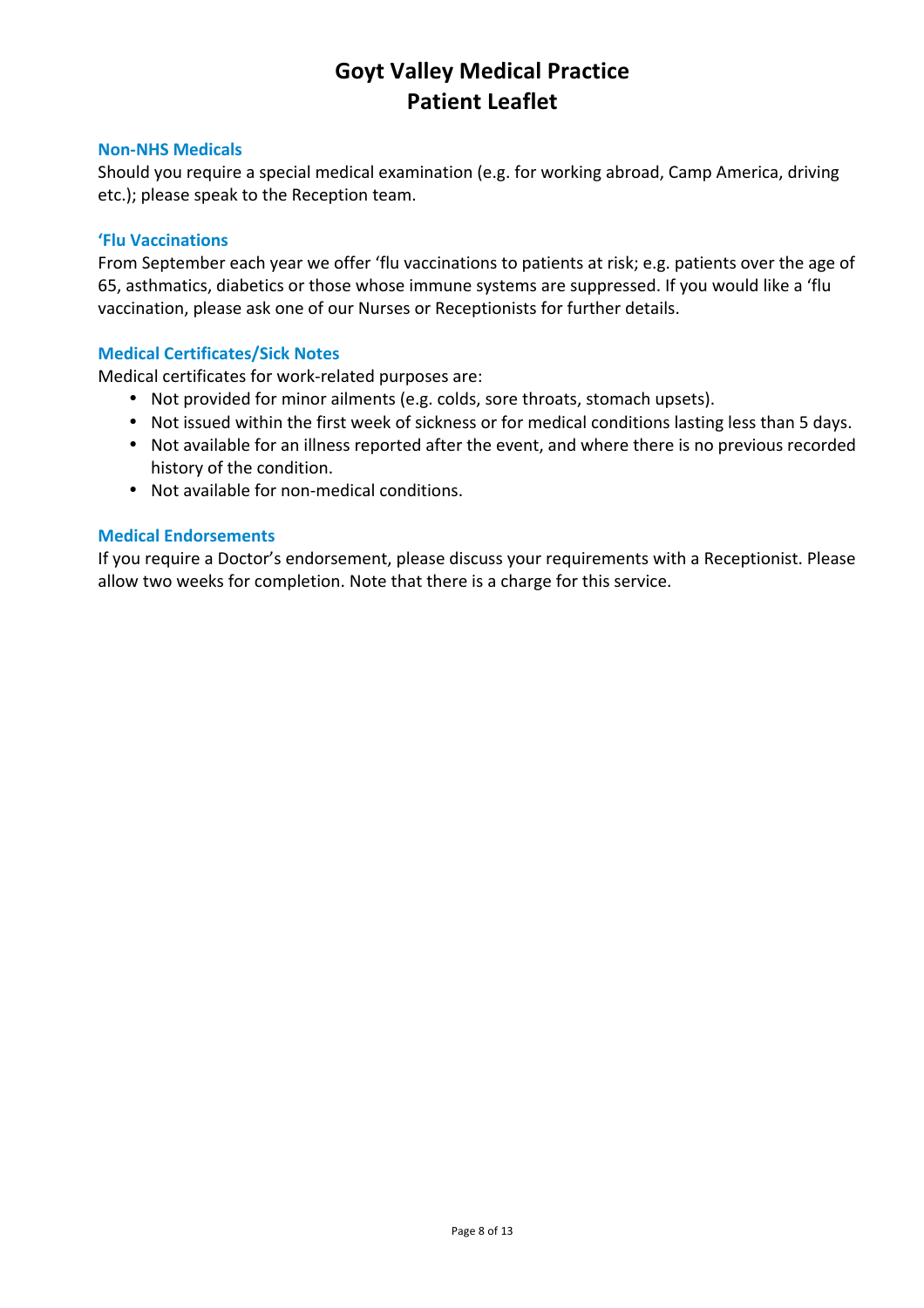# Goyt Valley Medical Practice
# Patient Leaflet

### Non-NHS Medicals

Should you require a special medical examination (e.g. for working abroad, Camp America, driving etc.); please speak to the Reception team.

### ‘Flu Vaccinations

From September each year we offer ‘flu vaccinations to patients at risk; e.g. patients over the age of 65, asthmatics, diabetics or those whose immune systems are suppressed. If you would like a ‘flu vaccination, please ask one of our Nurses or Receptionists for further details.

### Medical Certificates/Sick Notes

Medical certificates for work-related purposes are:

- Not provided for minor ailments (e.g. colds, sore throats, stomach upsets).
- Not issued within the first week of sickness or for medical conditions lasting less than 5 days.
- Not available for an illness reported after the event, and where there is no previous recorded history of the condition.
- Not available for non-medical conditions.

### Medical Endorsements

If you require a Doctor’s endorsement, please discuss your requirements with a Receptionist. Please allow two weeks for completion. Note that there is a charge for this service.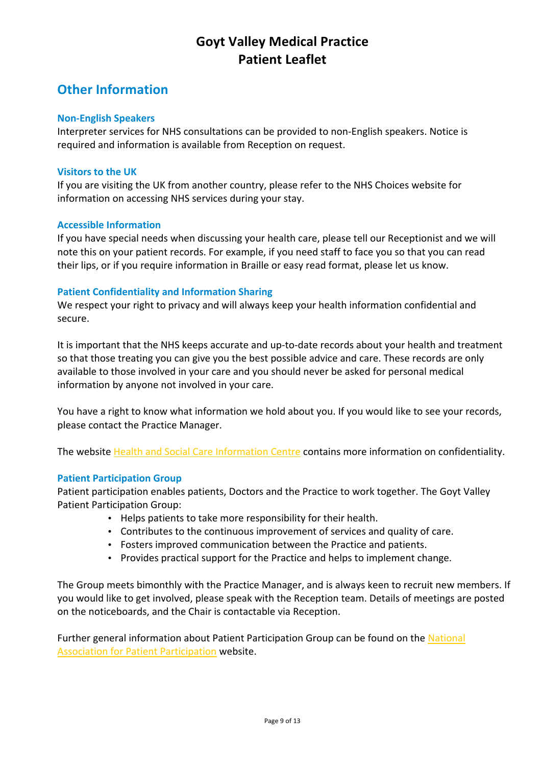# Goyt Valley Medical Practice
# Patient Leaflet

## Other Information

### Non-English Speakers

Interpreter services for NHS consultations can be provided to non-English speakers. Notice is required and information is available from Reception on request.

### Visitors to the UK

If you are visiting the UK from another country, please refer to the NHS Choices website for information on accessing NHS services during your stay.

### Accessible Information

If you have special needs when discussing your health care, please tell our Receptionist and we will note this on your patient records. For example, if you need staff to face you so that you can read their lips, or if you require information in Braille or easy read format, please let us know.

### Patient Confidentiality and Information Sharing

We respect your right to privacy and will always keep your health information confidential and secure.

It is important that the NHS keeps accurate and up-to-date records about your health and treatment so that those treating you can give you the best possible advice and care. These records are only available to those involved in your care and you should never be asked for personal medical information by anyone not involved in your care.

You have a right to know what information we hold about you. If you would like to see your records, please contact the Practice Manager.

The website Health and Social Care Information Centre contains more information on confidentiality.

### Patient Participation Group

Patient participation enables patients, Doctors and the Practice to work together. The Goyt Valley Patient Participation Group:

- Helps patients to take more responsibility for their health.
- Contributes to the continuous improvement of services and quality of care.
- Fosters improved communication between the Practice and patients.
- Provides practical support for the Practice and helps to implement change.

The Group meets bimonthly with the Practice Manager, and is always keen to recruit new members. If you would like to get involved, please speak with the Reception team. Details of meetings are posted on the noticeboards, and the Chair is contactable via Reception.

Further general information about Patient Participation Group can be found on the National Association for Patient Participation website.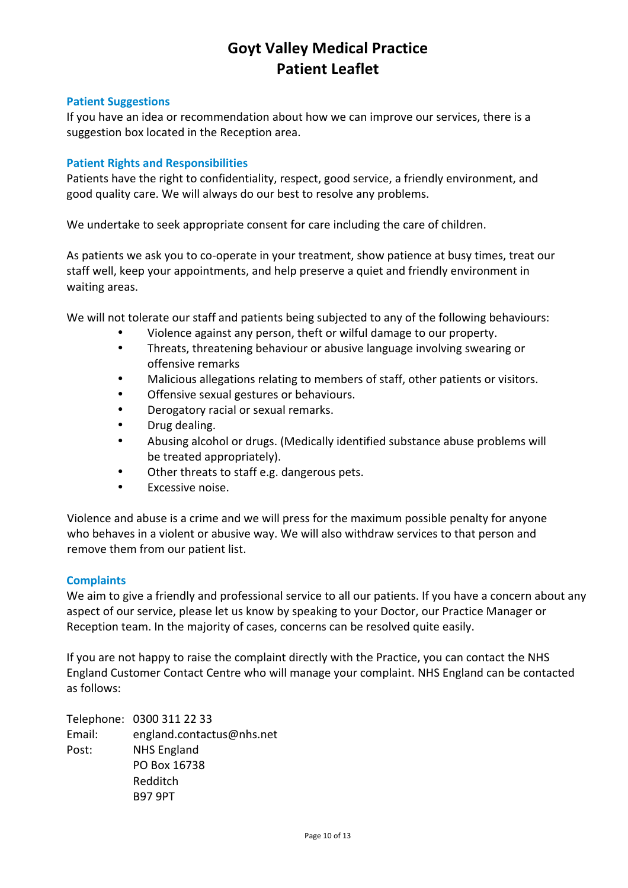# Goyt Valley Medical Practice
# Patient Leaflet

## Patient Suggestions

If you have an idea or recommendation about how we can improve our services, there is a suggestion box located in the Reception area.

## Patient Rights and Responsibilities

Patients have the right to confidentiality, respect, good service, a friendly environment, and good quality care. We will always do our best to resolve any problems.

We undertake to seek appropriate consent for care including the care of children.

As patients we ask you to co-operate in your treatment, show patience at busy times, treat our staff well, keep your appointments, and help preserve a quiet and friendly environment in waiting areas.

We will not tolerate our staff and patients being subjected to any of the following behaviours:

- Violence against any person, theft or wilful damage to our property.
- Threats, threatening behaviour or abusive language involving swearing or offensive remarks
- Malicious allegations relating to members of staff, other patients or visitors.
- Offensive sexual gestures or behaviours.
- Derogatory racial or sexual remarks.
- Drug dealing.
- Abusing alcohol or drugs. (Medically identified substance abuse problems will be treated appropriately).
- Other threats to staff e.g. dangerous pets.
- Excessive noise.

Violence and abuse is a crime and we will press for the maximum possible penalty for anyone who behaves in a violent or abusive way. We will also withdraw services to that person and remove them from our patient list.

## Complaints

We aim to give a friendly and professional service to all our patients. If you have a concern about any aspect of our service, please let us know by speaking to your Doctor, our Practice Manager or Reception team. In the majority of cases, concerns can be resolved quite easily.

If you are not happy to raise the complaint directly with the Practice, you can contact the NHS England Customer Contact Centre who will manage your complaint. NHS England can be contacted as follows:

Telephone: 0300 311 22 33
Email: england.contactus@nhs.net
Post: NHS England
PO Box 16738
Redditch
B97 9PT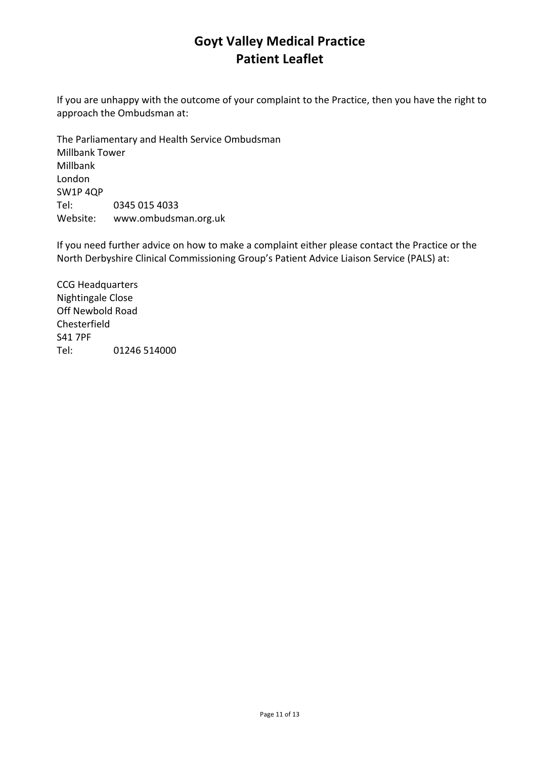# Goyt Valley Medical Practice
# Patient Leaflet

If you are unhappy with the outcome of your complaint to the Practice, then you have the right to approach the Ombudsman at:

The Parliamentary and Health Service Ombudsman  
Millbank Tower  
Millbank  
London  
SW1P 4QP  
Tel: 0345 015 4033  
Website: www.ombudsman.org.uk

If you need further advice on how to make a complaint either please contact the Practice or the North Derbyshire Clinical Commissioning Group's Patient Advice Liaison Service (PALS) at:

CCG Headquarters  
Nightingale Close  
Off Newbold Road  
Chesterfield  
S41 7PF  
Tel: 01246 514000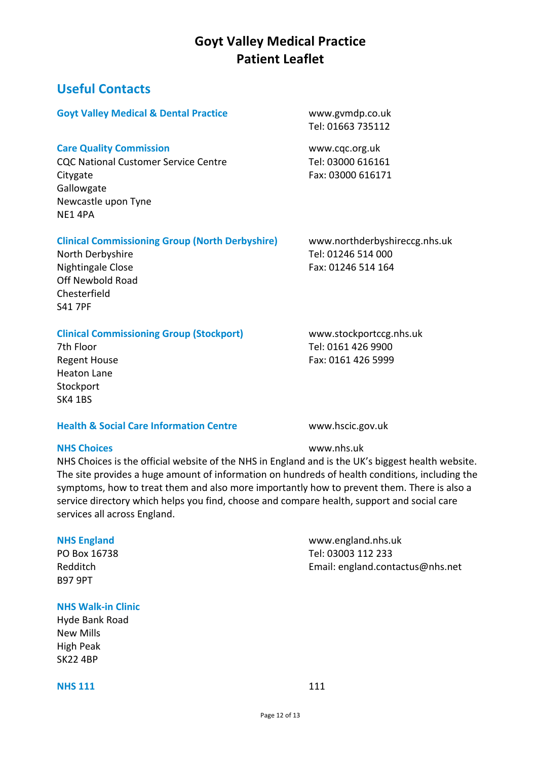# Goyt Valley Medical Practice
# Patient Leaflet

## Useful Contacts

### Goyt Valley Medical & Dental Practice

www.gvmdp.co.uk
Tel: 01663 735112

### Care Quality Commission

CQC National Customer Service Centre
Citygate
Gallowgate
Newcastle upon Tyne
NE1 4PA

www.cqc.org.uk
Tel: 03000 616161
Fax: 03000 616171

### Clinical Commissioning Group (North Derbyshire)

North Derbyshire
Nightingale Close
Off Newbold Road
Chesterfield
S41 7PF

www.northderbyshireccg.nhs.uk
Tel: 01246 514 000
Fax: 01246 514 164

### Clinical Commissioning Group (Stockport)

7th Floor
Regent House
Heaton Lane
Stockport
SK4 1BS

www.stockportccg.nhs.uk
Tel: 0161 426 9900
Fax: 0161 426 5999

### Health & Social Care Information Centre

www.hscic.gov.uk

### NHS Choices

www.nhs.uk

NHS Choices is the official website of the NHS in England and is the UK's biggest health website. The site provides a huge amount of information on hundreds of health conditions, including the symptoms, how to treat them and also more importantly how to prevent them. There is also a service directory which helps you find, choose and compare health, support and social care services all across England.

### NHS England

PO Box 16738
Redditch
B97 9PT

www.england.nhs.uk
Tel: 03003 112 233
Email: england.contactus@nhs.net

### NHS Walk-in Clinic

Hyde Bank Road
New Mills
High Peak
SK22 4BP

### NHS 111

111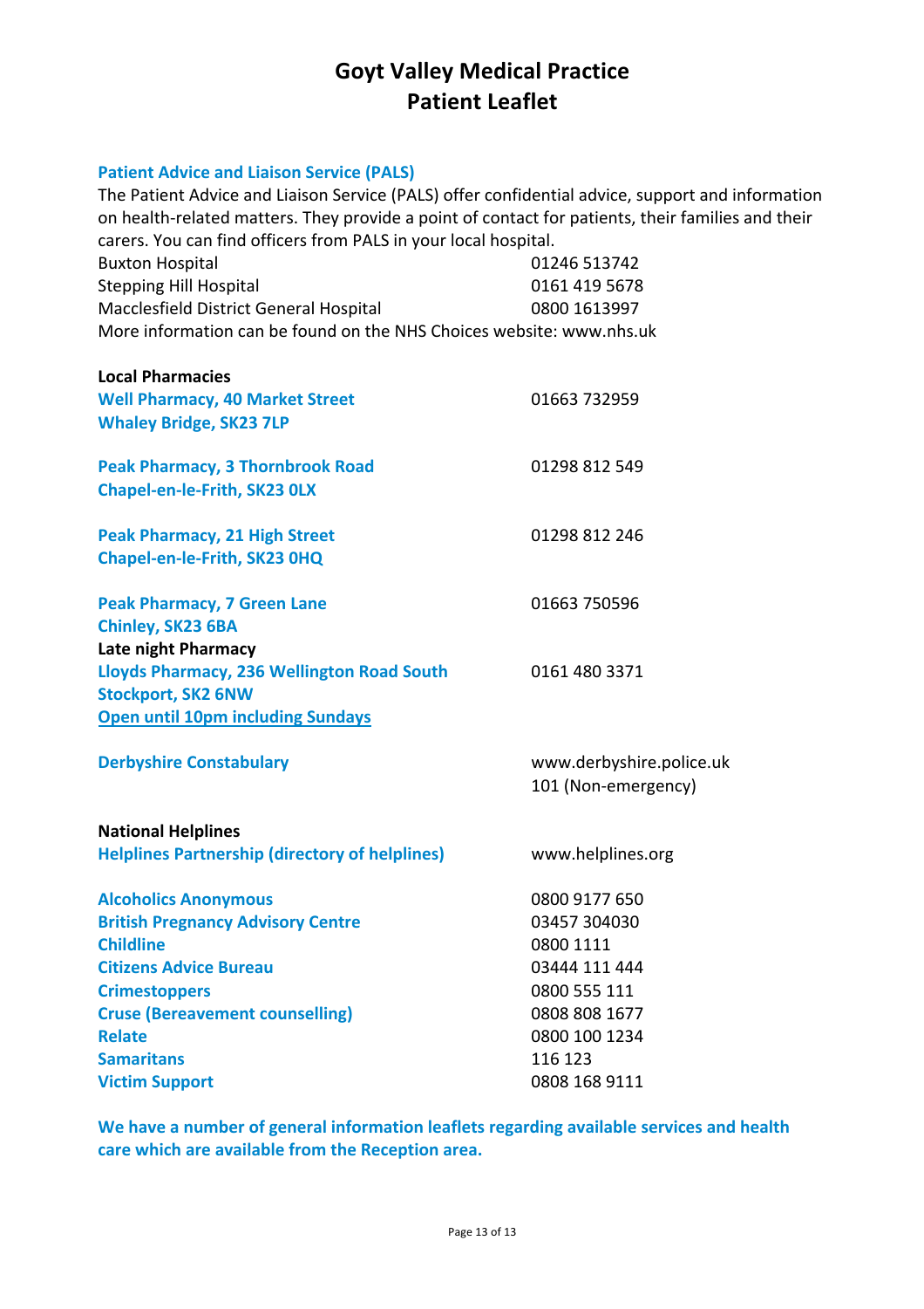# Goyt Valley Medical Practice
# Patient Leaflet

### Patient Advice and Liaison Service (PALS)

The Patient Advice and Liaison Service (PALS) offer confidential advice, support and information on health-related matters. They provide a point of contact for patients, their families and their carers. You can find officers from PALS in your local hospital.

| | |
|---|---|
| Buxton Hospital | 01246 513742 |
| Stepping Hill Hospital | 0161 419 5678 |
| Macclesfield District General Hospital | 0800 1613997 |

More information can be found on the NHS Choices website: www.nhs.uk

**Local Pharmacies**

| | |
|---|---|
| **Well Pharmacy, 40 Market Street**<br>**Whaley Bridge, SK23 7LP** | 01663 732959 |
| **Peak Pharmacy, 3 Thornbrook Road**<br>**Chapel-en-le-Frith, SK23 0LX** | 01298 812 549 |
| **Peak Pharmacy, 21 High Street**<br>**Chapel-en-le-Frith, SK23 0HQ** | 01298 812 246 |
| **Peak Pharmacy, 7 Green Lane**<br>**Chinley, SK23 6BA** | 01663 750596 |

**Late night Pharmacy**

| | |
|---|---|
| **Lloyds Pharmacy, 236 Wellington Road South**<br>**Stockport, SK2 6NW**<br>**Open until 10pm including Sundays** | 0161 480 3371 |
| **Derbyshire Constabulary** | www.derbyshire.police.uk<br>101 (Non-emergency) |

**National Helplines**

| | |
|---|---|
| **Helplines Partnership (directory of helplines)** | www.helplines.org |
| **Alcoholics Anonymous** | 0800 9177 650 |
| **British Pregnancy Advisory Centre** | 03457 304030 |
| **Childline** | 0800 1111 |
| **Citizens Advice Bureau** | 03444 111 444 |
| **Crimestoppers** | 0800 555 111 |
| **Cruse (Bereavement counselling)** | 0808 808 1677 |
| **Relate** | 0800 100 1234 |
| **Samaritans** | 116 123 |
| **Victim Support** | 0808 168 9111 |

**We have a number of general information leaflets regarding available services and health care which are available from the Reception area.**